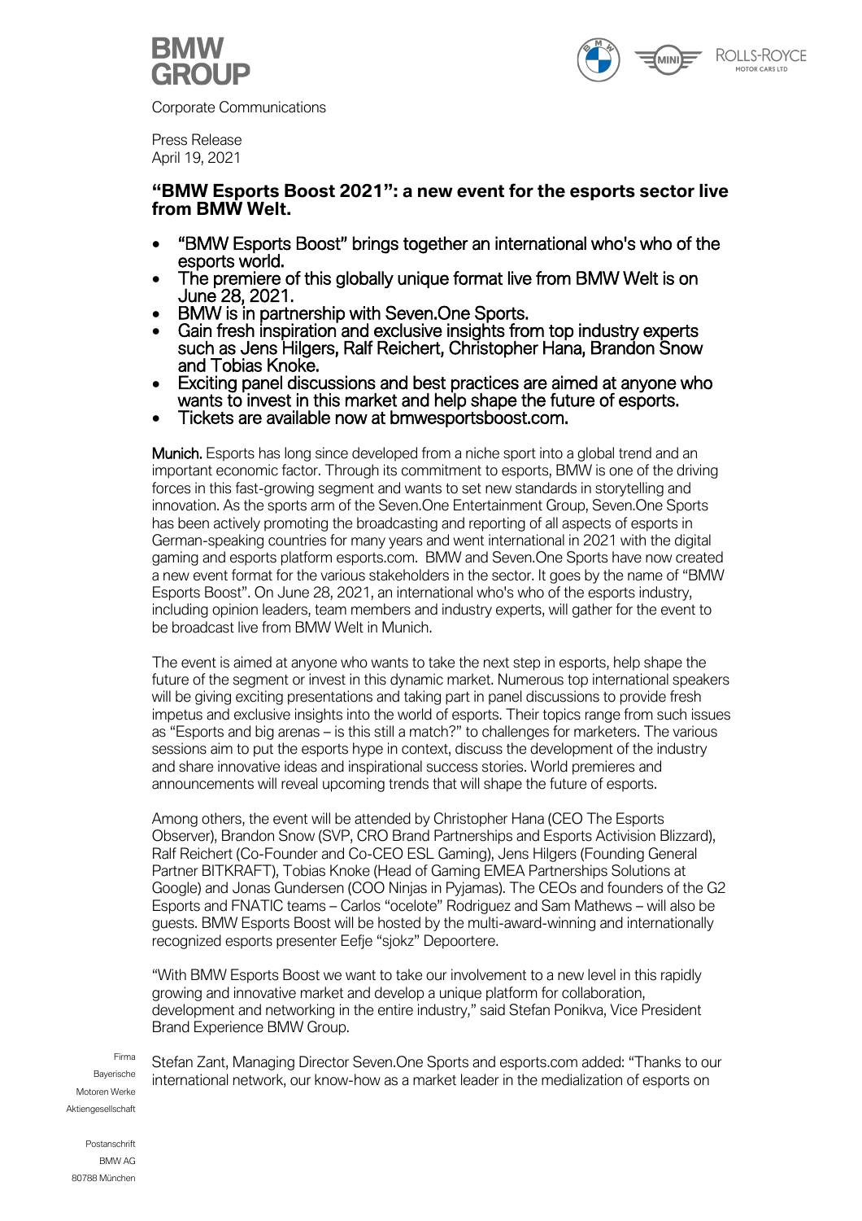BMW GROUP

Corporate Communications

Press Release
April 19, 2021

## "BMW Esports Boost 2021": a new event for the esports sector live from BMW Welt.

- "BMW Esports Boost" brings together an international who's who of the esports world.
- The premiere of this globally unique format live from BMW Welt is on June 28, 2021.
- BMW is in partnership with Seven.One Sports.
- Gain fresh inspiration and exclusive insights from top industry experts such as Jens Hilgers, Ralf Reichert, Christopher Hana, Brandon Snow and Tobias Knoke.
- Exciting panel discussions and best practices are aimed at anyone who wants to invest in this market and help shape the future of esports.
- Tickets are available now at bmwesportsboost.com.

**Munich.** Esports has long since developed from a niche sport into a global trend and an important economic factor. Through its commitment to esports, BMW is one of the driving forces in this fast-growing segment and wants to set new standards in storytelling and innovation. As the sports arm of the Seven.One Entertainment Group, Seven.One Sports has been actively promoting the broadcasting and reporting of all aspects of esports in German-speaking countries for many years and went international in 2021 with the digital gaming and esports platform esports.com. BMW and Seven.One Sports have now created a new event format for the various stakeholders in the sector. It goes by the name of "BMW Esports Boost". On June 28, 2021, an international who's who of the esports industry, including opinion leaders, team members and industry experts, will gather for the event to be broadcast live from BMW Welt in Munich.

The event is aimed at anyone who wants to take the next step in esports, help shape the future of the segment or invest in this dynamic market. Numerous top international speakers will be giving exciting presentations and taking part in panel discussions to provide fresh impetus and exclusive insights into the world of esports. Their topics range from such issues as "Esports and big arenas – is this still a match?" to challenges for marketers. The various sessions aim to put the esports hype in context, discuss the development of the industry and share innovative ideas and inspirational success stories. World premieres and announcements will reveal upcoming trends that will shape the future of esports.

Among others, the event will be attended by Christopher Hana (CEO The Esports Observer), Brandon Snow (SVP, CRO Brand Partnerships and Esports Activision Blizzard), Ralf Reichert (Co-Founder and Co-CEO ESL Gaming), Jens Hilgers (Founding General Partner BITKRAFT), Tobias Knoke (Head of Gaming EMEA Partnerships Solutions at Google) and Jonas Gundersen (COO Ninjas in Pyjamas). The CEOs and founders of the G2 Esports and FNATIC teams – Carlos "ocelote" Rodriguez and Sam Mathews – will also be guests. BMW Esports Boost will be hosted by the multi-award-winning and internationally recognized esports presenter Eefje "sjokz" Depoortere.

"With BMW Esports Boost we want to take our involvement to a new level in this rapidly growing and innovative market and develop a unique platform for collaboration, development and networking in the entire industry," said Stefan Ponikva, Vice President Brand Experience BMW Group.

Stefan Zant, Managing Director Seven.One Sports and esports.com added: "Thanks to our international network, our know-how as a market leader in the medialization of esports on

Firma
Bayerische
Motoren Werke
Aktiengesellschaft

Postanschrift
BMW AG
80788 München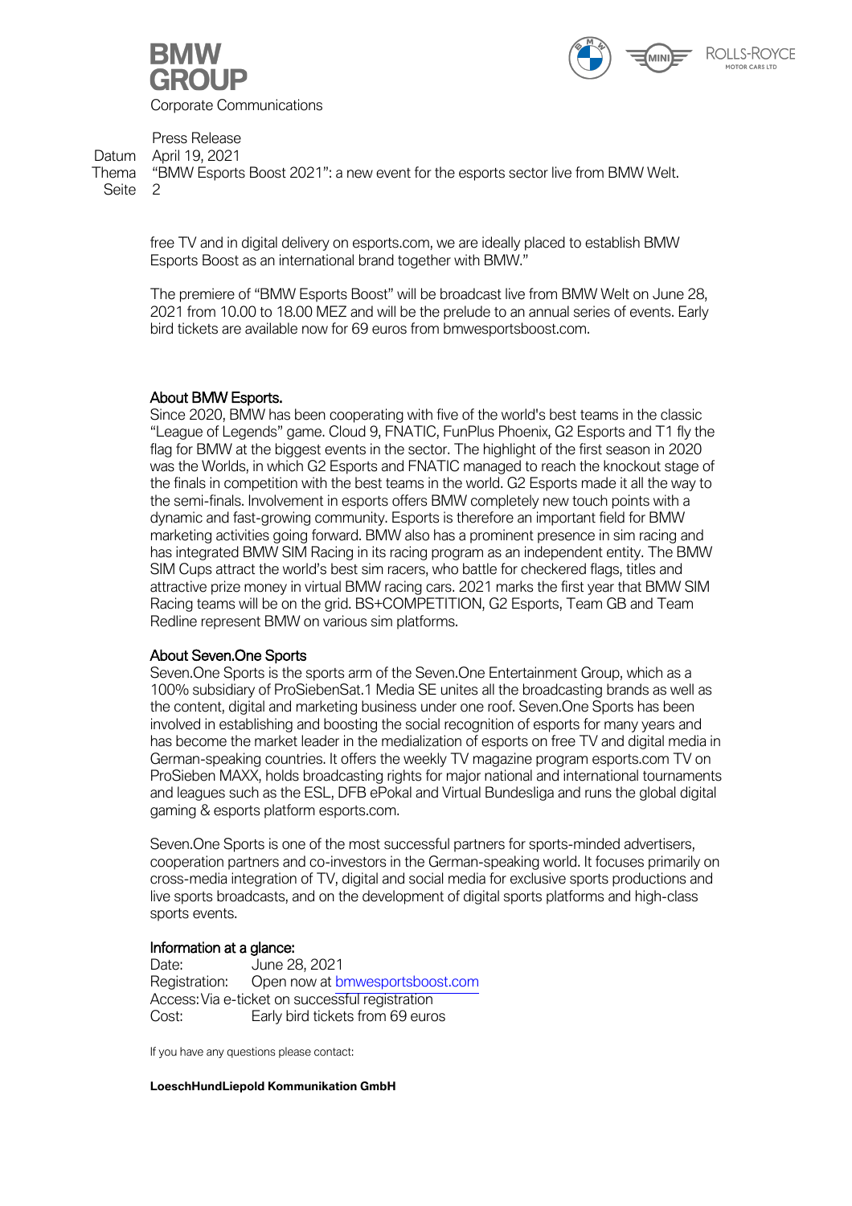free TV and in digital delivery on esports.com, we are ideally placed to establish BMW Esports Boost as an international brand together with BMW."

The premiere of "BMW Esports Boost" will be broadcast live from BMW Welt on June 28, 2021 from 10.00 to 18.00 MEZ and will be the prelude to an annual series of events. Early bird tickets are available now for 69 euros from bmwesportsboost.com.

## About BMW Esports.

Since 2020, BMW has been cooperating with five of the world's best teams in the classic "League of Legends" game. Cloud 9, FNATIC, FunPlus Phoenix, G2 Esports and T1 fly the flag for BMW at the biggest events in the sector. The highlight of the first season in 2020 was the Worlds, in which G2 Esports and FNATIC managed to reach the knockout stage of the finals in competition with the best teams in the world. G2 Esports made it all the way to the semi-finals. Involvement in esports offers BMW completely new touch points with a dynamic and fast-growing community. Esports is therefore an important field for BMW marketing activities going forward. BMW also has a prominent presence in sim racing and has integrated BMW SIM Racing in its racing program as an independent entity. The BMW SIM Cups attract the world's best sim racers, who battle for checkered flags, titles and attractive prize money in virtual BMW racing cars. 2021 marks the first year that BMW SIM Racing teams will be on the grid. BS+COMPETITION, G2 Esports, Team GB and Team Redline represent BMW on various sim platforms.

## About Seven.One Sports

Seven.One Sports is the sports arm of the Seven.One Entertainment Group, which as a 100% subsidiary of ProSiebenSat.1 Media SE unites all the broadcasting brands as well as the content, digital and marketing business under one roof. Seven.One Sports has been involved in establishing and boosting the social recognition of esports for many years and has become the market leader in the medialization of esports on free TV and digital media in German-speaking countries. It offers the weekly TV magazine program esports.com TV on ProSieben MAXX, holds broadcasting rights for major national and international tournaments and leagues such as the ESL, DFB ePokal and Virtual Bundesliga and runs the global digital gaming & esports platform esports.com.

Seven.One Sports is one of the most successful partners for sports-minded advertisers, cooperation partners and co-investors in the German-speaking world. It focuses primarily on cross-media integration of TV, digital and social media for exclusive sports productions and live sports broadcasts, and on the development of digital sports platforms and high-class sports events.

## Information at a glance:

Date: June 28, 2021
Registration: Open now at bmwesportsboost.com
Access: Via e-ticket on successful registration
Cost: Early bird tickets from 69 euros

If you have any questions please contact:

**LoeschHundLiepold Kommunikation GmbH**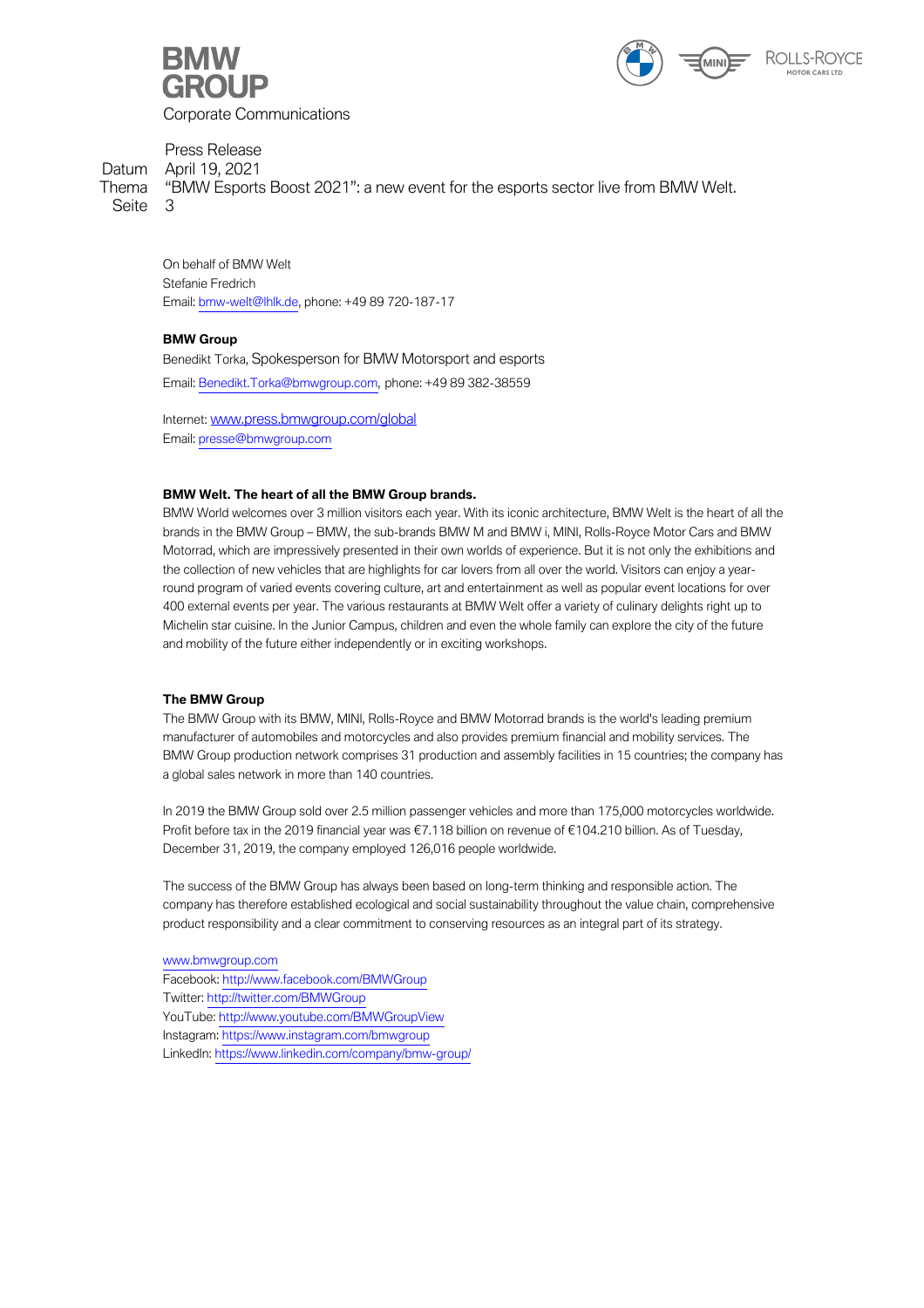On behalf of BMW Welt
Stefanie Fredrich
Email: bmw-welt@lhlk.de, phone: +49 89 720-187-17

**BMW Group**
Benedikt Torka, Spokesperson for BMW Motorsport and esports
Email: Benedikt.Torka@bmwgroup.com, phone: +49 89 382-38559

Internet: www.press.bmwgroup.com/global
Email: presse@bmwgroup.com

**BMW Welt. The heart of all the BMW Group brands.**

BMW World welcomes over 3 million visitors each year. With its iconic architecture, BMW Welt is the heart of all the brands in the BMW Group – BMW, the sub-brands BMW M and BMW i, MINI, Rolls-Royce Motor Cars and BMW Motorrad, which are impressively presented in their own worlds of experience. But it is not only the exhibitions and the collection of new vehicles that are highlights for car lovers from all over the world. Visitors can enjoy a year-round program of varied events covering culture, art and entertainment as well as popular event locations for over 400 external events per year. The various restaurants at BMW Welt offer a variety of culinary delights right up to Michelin star cuisine. In the Junior Campus, children and even the whole family can explore the city of the future and mobility of the future either independently or in exciting workshops.

**The BMW Group**

The BMW Group with its BMW, MINI, Rolls-Royce and BMW Motorrad brands is the world's leading premium manufacturer of automobiles and motorcycles and also provides premium financial and mobility services. The BMW Group production network comprises 31 production and assembly facilities in 15 countries; the company has a global sales network in more than 140 countries.

In 2019 the BMW Group sold over 2.5 million passenger vehicles and more than 175,000 motorcycles worldwide. Profit before tax in the 2019 financial year was €7.118 billion on revenue of €104.210 billion. As of Tuesday, December 31, 2019, the company employed 126,016 people worldwide.

The success of the BMW Group has always been based on long-term thinking and responsible action. The company has therefore established ecological and social sustainability throughout the value chain, comprehensive product responsibility and a clear commitment to conserving resources as an integral part of its strategy.

www.bmwgroup.com
Facebook: http://www.facebook.com/BMWGroup
Twitter: http://twitter.com/BMWGroup
YouTube: http://www.youtube.com/BMWGroupView
Instagram: https://www.instagram.com/bmwgroup
LinkedIn: https://www.linkedin.com/company/bmw-group/